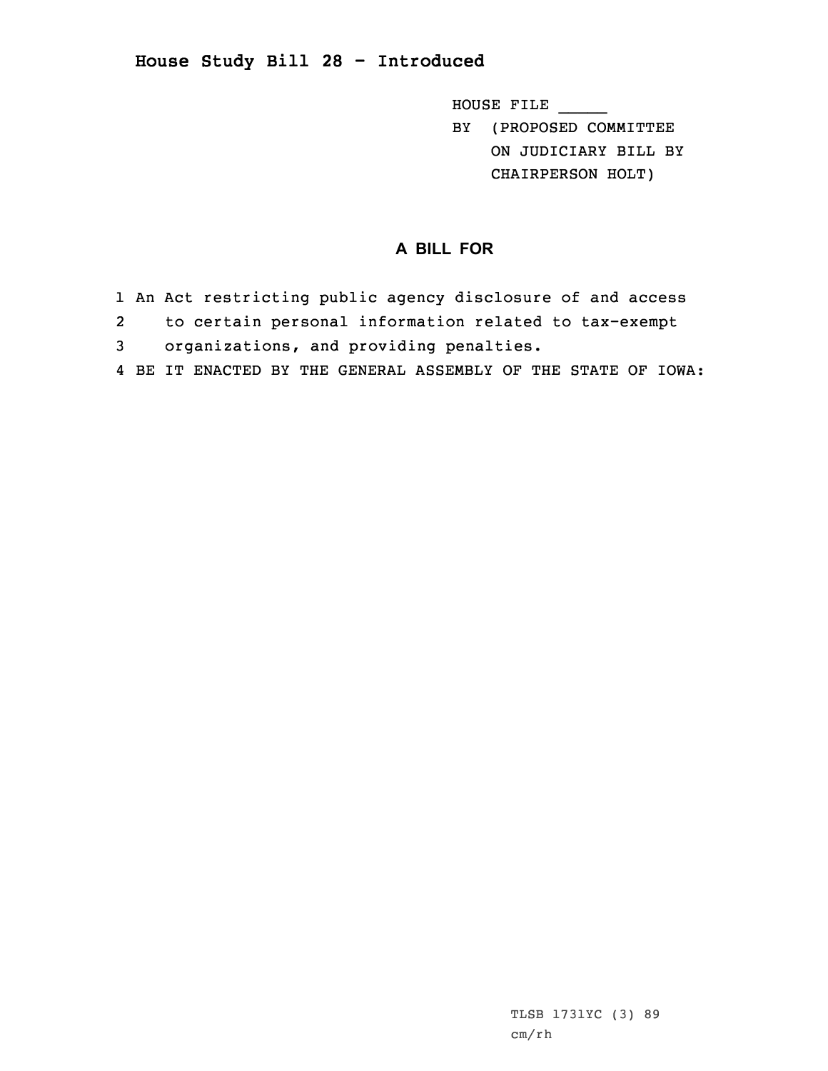# House Study Bill 28 - Introduced

HOUSE FILE _____
BY (PROPOSED COMMITTEE ON JUDICIARY BILL BY CHAIRPERSON HOLT)

## A BILL FOR

1 An Act restricting public agency disclosure of and access
2 to certain personal information related to tax-exempt
3 organizations, and providing penalties.
4 BE IT ENACTED BY THE GENERAL ASSEMBLY OF THE STATE OF IOWA:

TLSB 1731YC (3) 89
cm/rh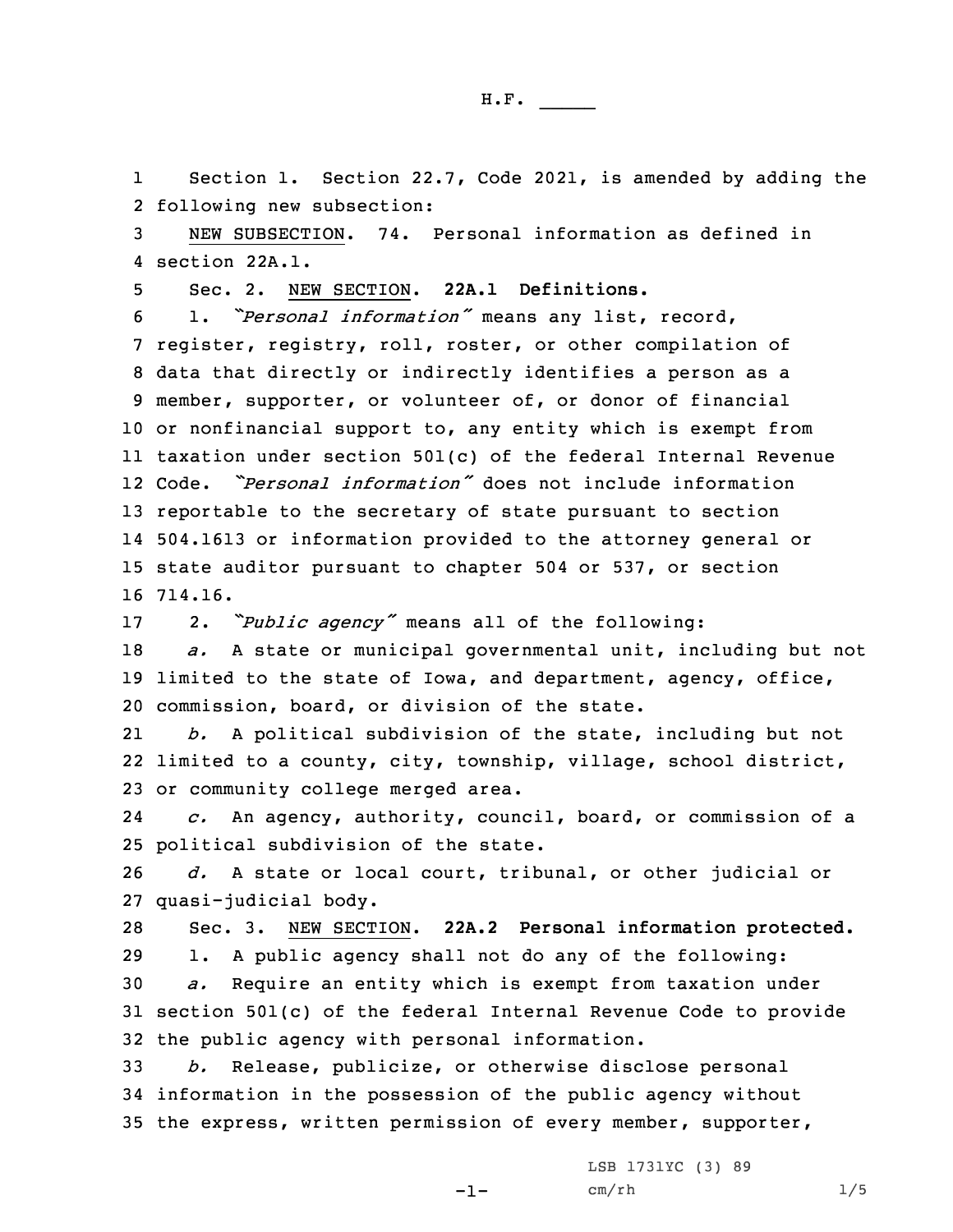Section 1. Section 22.7, Code 2021, is amended by adding the following new subsection:

NEW SUBSECTION. 74. Personal information as defined in section 22A.1.

Sec. 2. NEW SECTION. **22A.1 Definitions.**

1. *"Personal information"* means any list, record, register, registry, roll, roster, or other compilation of data that directly or indirectly identifies a person as a member, supporter, or volunteer of, or donor of financial or nonfinancial support to, any entity which is exempt from taxation under section 501(c) of the federal Internal Revenue Code. *"Personal information"* does not include information reportable to the secretary of state pursuant to section 504.1613 or information provided to the attorney general or state auditor pursuant to chapter 504 or 537, or section 714.16.

2. *"Public agency"* means all of the following:

*a.* A state or municipal governmental unit, including but not limited to the state of Iowa, and department, agency, office, commission, board, or division of the state.

*b.* A political subdivision of the state, including but not limited to a county, city, township, village, school district, or community college merged area.

*c.* An agency, authority, council, board, or commission of a political subdivision of the state.

*d.* A state or local court, tribunal, or other judicial or quasi-judicial body.

Sec. 3. NEW SECTION. **22A.2 Personal information protected.**

1. A public agency shall not do any of the following:

*a.* Require an entity which is exempt from taxation under section 501(c) of the federal Internal Revenue Code to provide the public agency with personal information.

*b.* Release, publicize, or otherwise disclose personal information in the possession of the public agency without the express, written permission of every member, supporter,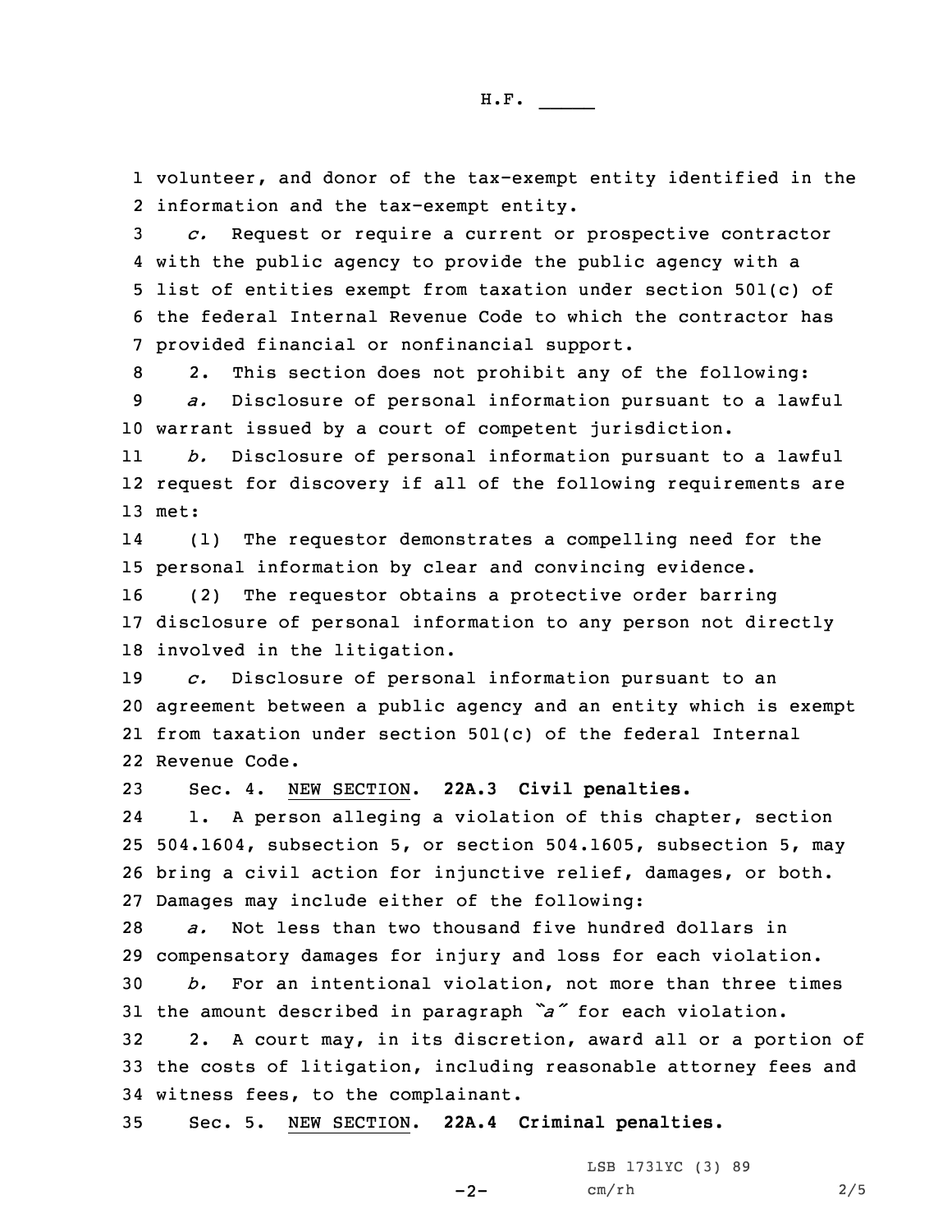volunteer, and donor of the tax-exempt entity identified in the information and the tax-exempt entity.

*c.* Request or require a current or prospective contractor with the public agency to provide the public agency with a list of entities exempt from taxation under section 501(c) of the federal Internal Revenue Code to which the contractor has provided financial or nonfinancial support.

2. This section does not prohibit any of the following:

*a.* Disclosure of personal information pursuant to a lawful warrant issued by a court of competent jurisdiction.

*b.* Disclosure of personal information pursuant to a lawful request for discovery if all of the following requirements are met:

(1) The requestor demonstrates a compelling need for the personal information by clear and convincing evidence.

(2) The requestor obtains a protective order barring disclosure of personal information to any person not directly involved in the litigation.

*c.* Disclosure of personal information pursuant to an agreement between a public agency and an entity which is exempt from taxation under section 501(c) of the federal Internal Revenue Code.

Sec. 4. NEW SECTION. **22A.3 Civil penalties.**

1. A person alleging a violation of this chapter, section 504.1604, subsection 5, or section 504.1605, subsection 5, may bring a civil action for injunctive relief, damages, or both. Damages may include either of the following:

*a.* Not less than two thousand five hundred dollars in compensatory damages for injury and loss for each violation.

*b.* For an intentional violation, not more than three times the amount described in paragraph *"a"* for each violation.

2. A court may, in its discretion, award all or a portion of the costs of litigation, including reasonable attorney fees and witness fees, to the complainant.

Sec. 5. NEW SECTION. **22A.4 Criminal penalties.**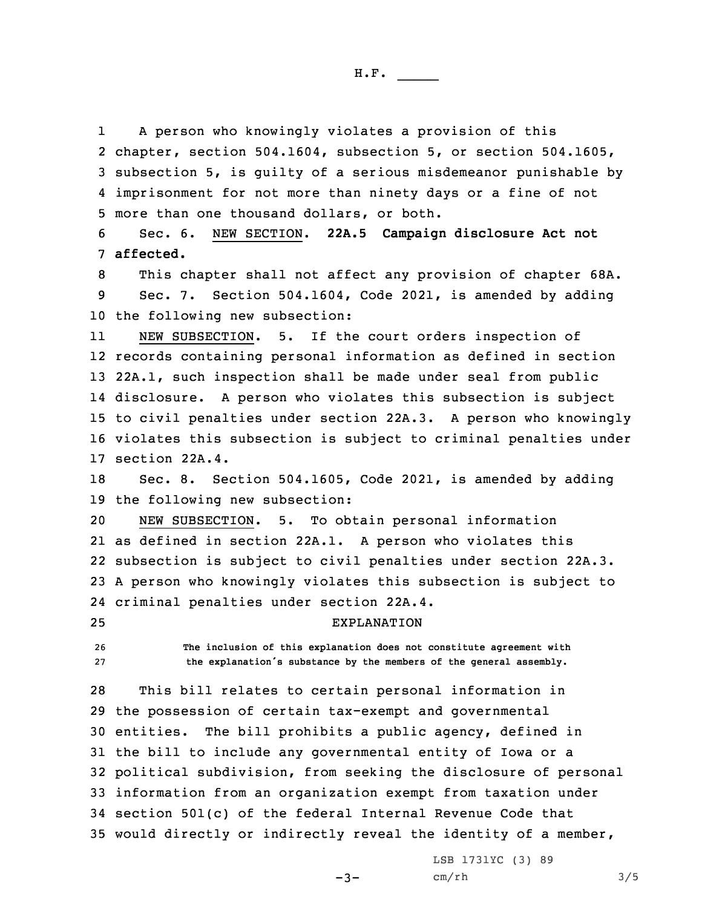A person who knowingly violates a provision of this chapter, section 504.1604, subsection 5, or section 504.1605, subsection 5, is guilty of a serious misdemeanor punishable by imprisonment for not more than ninety days or a fine of not more than one thousand dollars, or both.

Sec. 6. NEW SECTION. **22A.5 Campaign disclosure Act not affected.**

This chapter shall not affect any provision of chapter 68A.

Sec. 7. Section 504.1604, Code 2021, is amended by adding the following new subsection:

NEW SUBSECTION. 5. If the court orders inspection of records containing personal information as defined in section 22A.1, such inspection shall be made under seal from public disclosure. A person who violates this subsection is subject to civil penalties under section 22A.3. A person who knowingly violates this subsection is subject to criminal penalties under section 22A.4.

Sec. 8. Section 504.1605, Code 2021, is amended by adding the following new subsection:

NEW SUBSECTION. 5. To obtain personal information as defined in section 22A.1. A person who violates this subsection is subject to civil penalties under section 22A.3. A person who knowingly violates this subsection is subject to criminal penalties under section 22A.4.

EXPLANATION

The inclusion of this explanation does not constitute agreement with the explanation's substance by the members of the general assembly.

This bill relates to certain personal information in the possession of certain tax-exempt and governmental entities. The bill prohibits a public agency, defined in the bill to include any governmental entity of Iowa or a political subdivision, from seeking the disclosure of personal information from an organization exempt from taxation under section 501(c) of the federal Internal Revenue Code that would directly or indirectly reveal the identity of a member,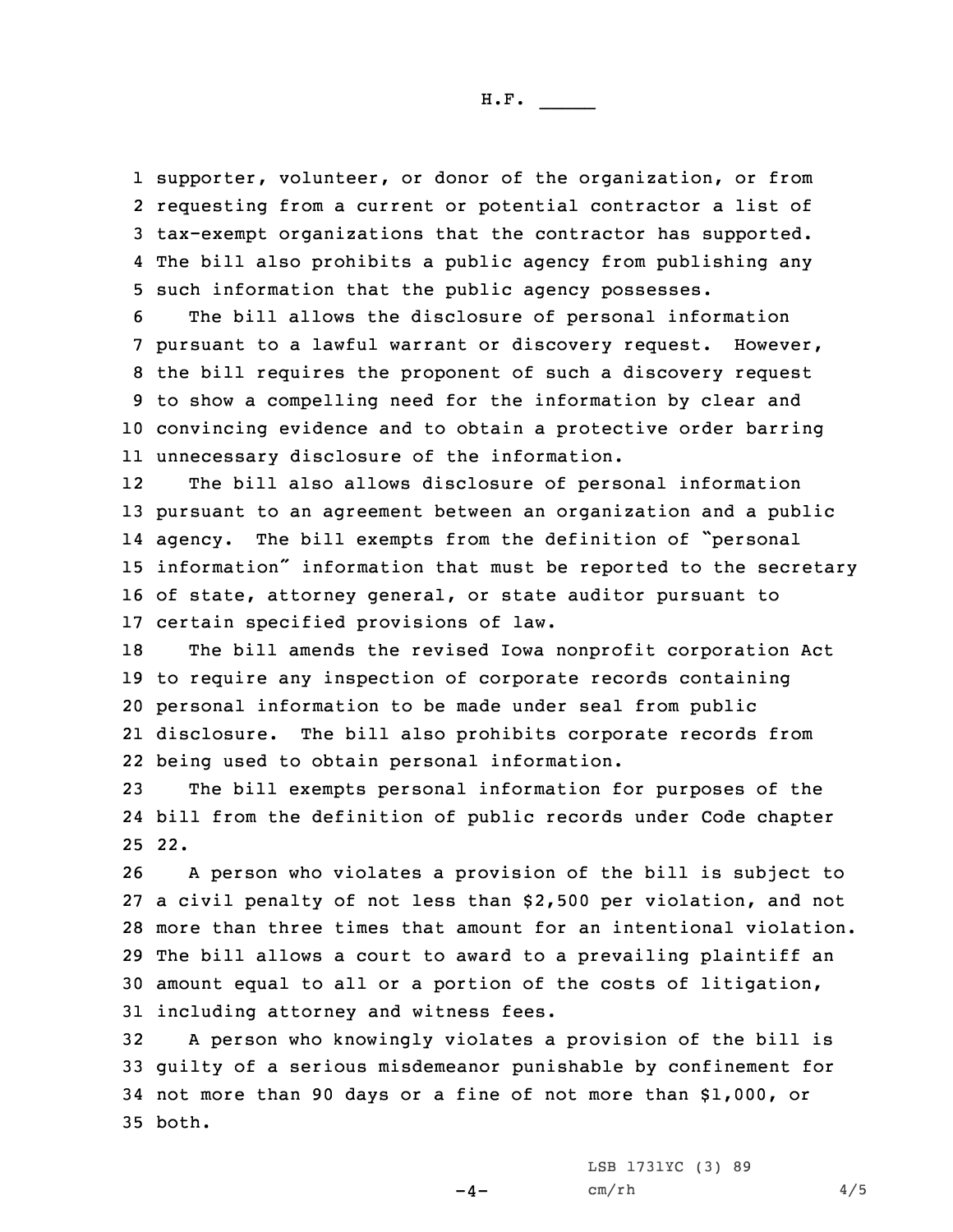supporter, volunteer, or donor of the organization, or from requesting from a current or potential contractor a list of tax-exempt organizations that the contractor has supported. The bill also prohibits a public agency from publishing any such information that the public agency possesses.

The bill allows the disclosure of personal information pursuant to a lawful warrant or discovery request. However, the bill requires the proponent of such a discovery request to show a compelling need for the information by clear and convincing evidence and to obtain a protective order barring unnecessary disclosure of the information.

The bill also allows disclosure of personal information pursuant to an agreement between an organization and a public agency. The bill exempts from the definition of "personal information" information that must be reported to the secretary of state, attorney general, or state auditor pursuant to certain specified provisions of law.

The bill amends the revised Iowa nonprofit corporation Act to require any inspection of corporate records containing personal information to be made under seal from public disclosure. The bill also prohibits corporate records from being used to obtain personal information.

The bill exempts personal information for purposes of the bill from the definition of public records under Code chapter 22.

A person who violates a provision of the bill is subject to a civil penalty of not less than $2,500 per violation, and not more than three times that amount for an intentional violation. The bill allows a court to award to a prevailing plaintiff an amount equal to all or a portion of the costs of litigation, including attorney and witness fees.

A person who knowingly violates a provision of the bill is guilty of a serious misdemeanor punishable by confinement for not more than 90 days or a fine of not more than $1,000, or both.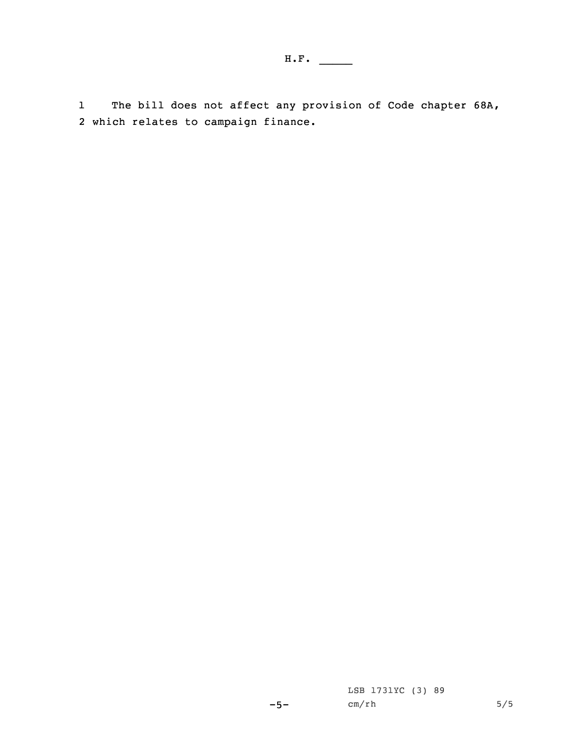The bill does not affect any provision of Code chapter 68A, which relates to campaign finance.